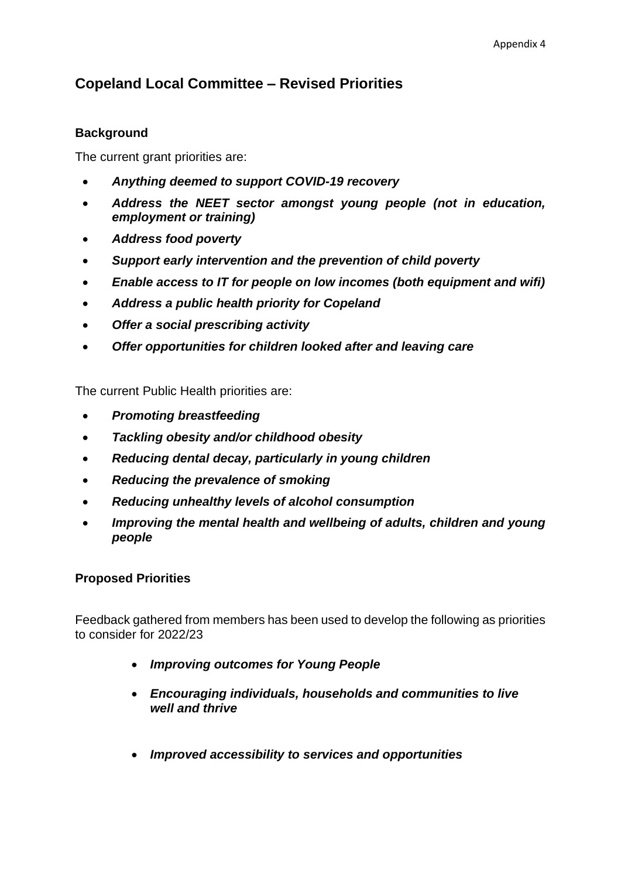Appendix 4

# Copeland Local Committee – Revised Priorities

### Background

The current grant priorities are:

- ***Anything deemed to support COVID-19 recovery***
- ***Address the NEET sector amongst young people (not in education, employment or training)***
- ***Address food poverty***
- ***Support early intervention and the prevention of child poverty***
- ***Enable access to IT for people on low incomes (both equipment and wifi)***
- ***Address a public health priority for Copeland***
- ***Offer a social prescribing activity***
- ***Offer opportunities for children looked after and leaving care***

The current Public Health priorities are:

- ***Promoting breastfeeding***
- ***Tackling obesity and/or childhood obesity***
- ***Reducing dental decay, particularly in young children***
- ***Reducing the prevalence of smoking***
- ***Reducing unhealthy levels of alcohol consumption***
- ***Improving the mental health and wellbeing of adults, children and young people***

### Proposed Priorities

Feedback gathered from members has been used to develop the following as priorities to consider for 2022/23

- ***Improving outcomes for Young People***
- ***Encouraging individuals, households and communities to live well and thrive***
- ***Improved accessibility to services and opportunities***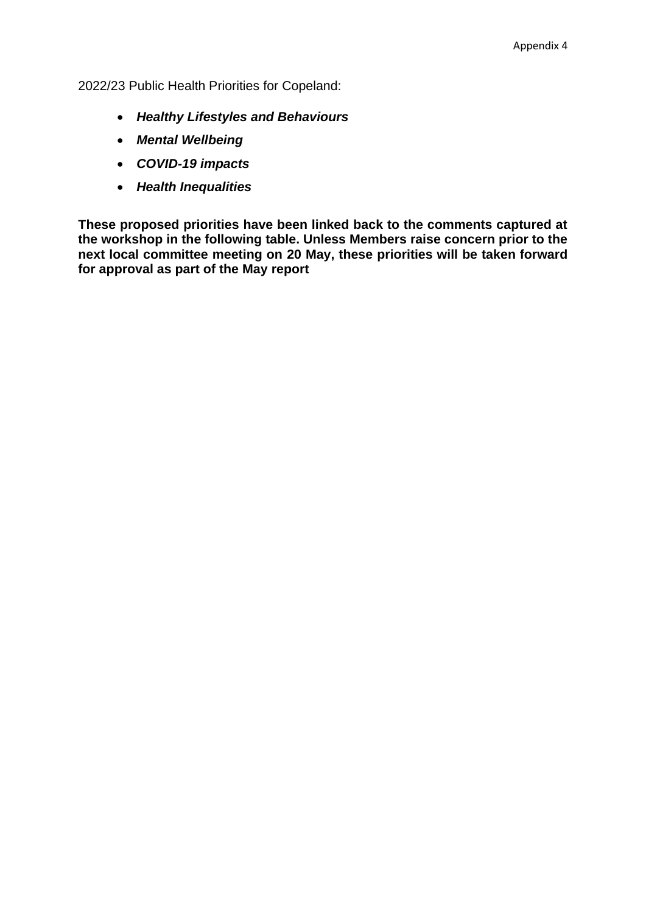Appendix 4

2022/23 Public Health Priorities for Copeland:

- ***Healthy Lifestyles and Behaviours***
- ***Mental Wellbeing***
- ***COVID-19 impacts***
- ***Health Inequalities***

**These proposed priorities have been linked back to the comments captured at the workshop in the following table. Unless Members raise concern prior to the next local committee meeting on 20 May, these priorities will be taken forward for approval as part of the May report**